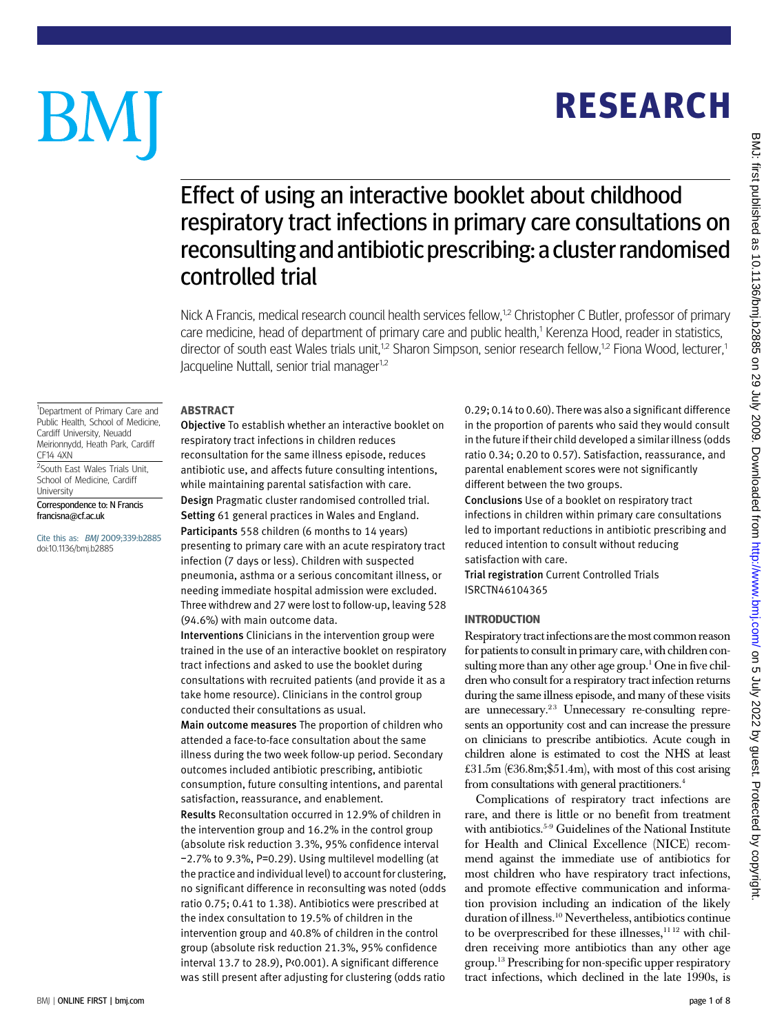# Effect of using an interactive booklet about childhood respiratory tract infections in primary care consultations on reconsulting and antibiotic prescribing: a cluster randomised controlled trial

Nick A Francis, medical research council health services fellow,[1,2] Christopher C Butler, professor of primary care medicine, head of department of primary care and public health,[1] Kerenza Hood, reader in statistics, director of south east Wales trials unit,[1,2] Sharon Simpson, senior research fellow,[1,2] Fiona Wood, lecturer,[1] Jacqueline Nuttall, senior trial manager[1,2]

[1]Department of Primary Care and Public Health, School of Medicine, Cardiff University, Neuadd Meirionnydd, Heath Park, Cardiff CF14 4XN

[2]South East Wales Trials Unit, School of Medicine, Cardiff University

Correspondence to: N Francis francisna@cf.ac.uk

Cite this as: *BMJ* 2009;339:b2885
doi:10.1136/bmj.b2885

## ABSTRACT

**Objective** To establish whether an interactive booklet on respiratory tract infections in children reduces reconsultation for the same illness episode, reduces antibiotic use, and affects future consulting intentions, while maintaining parental satisfaction with care.

**Design** Pragmatic cluster randomised controlled trial.

**Setting** 61 general practices in Wales and England.

**Participants** 558 children (6 months to 14 years) presenting to primary care with an acute respiratory tract infection (7 days or less). Children with suspected pneumonia, asthma or a serious concomitant illness, or needing immediate hospital admission were excluded. Three withdrew and 27 were lost to follow-up, leaving 528 (94.6%) with main outcome data.

**Interventions** Clinicians in the intervention group were trained in the use of an interactive booklet on respiratory tract infections and asked to use the booklet during consultations with recruited patients (and provide it as a take home resource). Clinicians in the control group conducted their consultations as usual.

**Main outcome measures** The proportion of children who attended a face-to-face consultation about the same illness during the two week follow-up period. Secondary outcomes included antibiotic prescribing, antibiotic consumption, future consulting intentions, and parental satisfaction, reassurance, and enablement.

**Results** Reconsultation occurred in 12.9% of children in the intervention group and 16.2% in the control group (absolute risk reduction 3.3%, 95% confidence interval −2.7% to 9.3%, P=0.29). Using multilevel modelling (at the practice and individual level) to account for clustering, no significant difference in reconsulting was noted (odds ratio 0.75; 0.41 to 1.38). Antibiotics were prescribed at the index consultation to 19.5% of children in the intervention group and 40.8% of children in the control group (absolute risk reduction 21.3%, 95% confidence interval 13.7 to 28.9), P<0.001). A significant difference was still present after adjusting for clustering (odds ratio 0.29; 0.14 to 0.60). There was also a significant difference in the proportion of parents who said they would consult in the future if their child developed a similar illness (odds ratio 0.34; 0.20 to 0.57). Satisfaction, reassurance, and parental enablement scores were not significantly different between the two groups.

**Conclusions** Use of a booklet on respiratory tract infections in children within primary care consultations led to important reductions in antibiotic prescribing and reduced intention to consult without reducing satisfaction with care.

**Trial registration** Current Controlled Trials ISRCTN46104365

## INTRODUCTION

Respiratory tract infections are the most common reason for patients to consult in primary care, with children consulting more than any other age group.[1] One in five children who consult for a respiratory tract infection returns during the same illness episode, and many of these visits are unnecessary.[2,3] Unnecessary re-consulting represents an opportunity cost and can increase the pressure on clinicians to prescribe antibiotics. Acute cough in children alone is estimated to cost the NHS at least £31.5m (€36.8m;$51.4m), with most of this cost arising from consultations with general practitioners.[4]

Complications of respiratory tract infections are rare, and there is little or no benefit from treatment with antibiotics.[5-9] Guidelines of the National Institute for Health and Clinical Excellence (NICE) recommend against the immediate use of antibiotics for most children who have respiratory tract infections, and promote effective communication and information provision including an indication of the likely duration of illness.[10] Nevertheless, antibiotics continue to be overprescribed for these illnesses,[11,12] with children receiving more antibiotics than any other age group.[13] Prescribing for non-specific upper respiratory tract infections, which declined in the late 1990s, is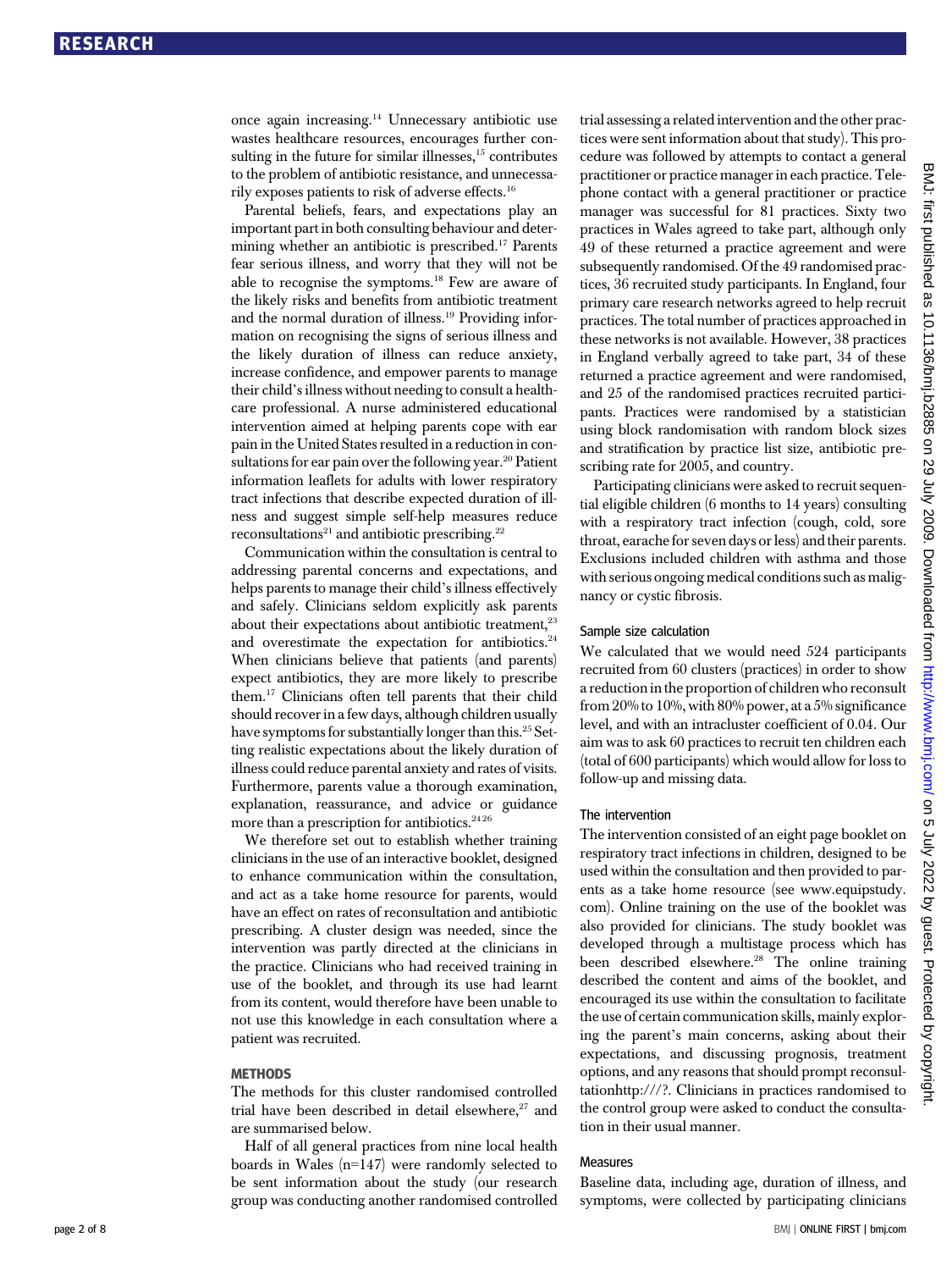once again increasing.[14] Unnecessary antibiotic use wastes healthcare resources, encourages further consulting in the future for similar illnesses,[15] contributes to the problem of antibiotic resistance, and unnecessarily exposes patients to risk of adverse effects.[16]

Parental beliefs, fears, and expectations play an important part in both consulting behaviour and determining whether an antibiotic is prescribed.[17] Parents fear serious illness, and worry that they will not be able to recognise the symptoms.[18] Few are aware of the likely risks and benefits from antibiotic treatment and the normal duration of illness.[19] Providing information on recognising the signs of serious illness and the likely duration of illness can reduce anxiety, increase confidence, and empower parents to manage their child's illness without needing to consult a healthcare professional. A nurse administered educational intervention aimed at helping parents cope with ear pain in the United States resulted in a reduction in consultations for ear pain over the following year.[20] Patient information leaflets for adults with lower respiratory tract infections that describe expected duration of illness and suggest simple self-help measures reduce reconsultations[21] and antibiotic prescribing.[22]

Communication within the consultation is central to addressing parental concerns and expectations, and helps parents to manage their child's illness effectively and safely. Clinicians seldom explicitly ask parents about their expectations about antibiotic treatment,[23] and overestimate the expectation for antibiotics.[24] When clinicians believe that patients (and parents) expect antibiotics, they are more likely to prescribe them.[17] Clinicians often tell parents that their child should recover in a few days, although children usually have symptoms for substantially longer than this.[25] Setting realistic expectations about the likely duration of illness could reduce parental anxiety and rates of visits. Furthermore, parents value a thorough examination, explanation, reassurance, and advice or guidance more than a prescription for antibiotics.[24,26]

We therefore set out to establish whether training clinicians in the use of an interactive booklet, designed to enhance communication within the consultation, and act as a take home resource for parents, would have an effect on rates of reconsultation and antibiotic prescribing. A cluster design was needed, since the intervention was partly directed at the clinicians in the practice. Clinicians who had received training in use of the booklet, and through its use had learnt from its content, would therefore have been unable to not use this knowledge in each consultation where a patient was recruited.

## METHODS

The methods for this cluster randomised controlled trial have been described in detail elsewhere,[27] and are summarised below.

Half of all general practices from nine local health boards in Wales (n=147) were randomly selected to be sent information about the study (our research group was conducting another randomised controlled trial assessing a related intervention and the other practices were sent information about that study). This procedure was followed by attempts to contact a general practitioner or practice manager in each practice. Telephone contact with a general practitioner or practice manager was successful for 81 practices. Sixty two practices in Wales agreed to take part, although only 49 of these returned a practice agreement and were subsequently randomised. Of the 49 randomised practices, 36 recruited study participants. In England, four primary care research networks agreed to help recruit practices. The total number of practices approached in these networks is not available. However, 38 practices in England verbally agreed to take part, 34 of these returned a practice agreement and were randomised, and 25 of the randomised practices recruited participants. Practices were randomised by a statistician using block randomisation with random block sizes and stratification by practice list size, antibiotic prescribing rate for 2005, and country.

Participating clinicians were asked to recruit sequential eligible children (6 months to 14 years) consulting with a respiratory tract infection (cough, cold, sore throat, earache for seven days or less) and their parents. Exclusions included children with asthma and those with serious ongoing medical conditions such as malignancy or cystic fibrosis.

### Sample size calculation

We calculated that we would need 524 participants recruited from 60 clusters (practices) in order to show a reduction in the proportion of children who reconsult from 20% to 10%, with 80% power, at a 5% significance level, and with an intracluster coefficient of 0.04. Our aim was to ask 60 practices to recruit ten children each (total of 600 participants) which would allow for loss to follow-up and missing data.

### The intervention

The intervention consisted of an eight page booklet on respiratory tract infections in children, designed to be used within the consultation and then provided to parents as a take home resource (see www.equipstudy.com). Online training on the use of the booklet was also provided for clinicians. The study booklet was developed through a multistage process which has been described elsewhere.[28] The online training described the content and aims of the booklet, and encouraged its use within the consultation to facilitate the use of certain communication skills, mainly exploring the parent's main concerns, asking about their expectations, and discussing prognosis, treatment options, and any reasons that should prompt reconsultationhttp:///?. Clinicians in practices randomised to the control group were asked to conduct the consultation in their usual manner.

### Measures

Baseline data, including age, duration of illness, and symptoms, were collected by participating clinicians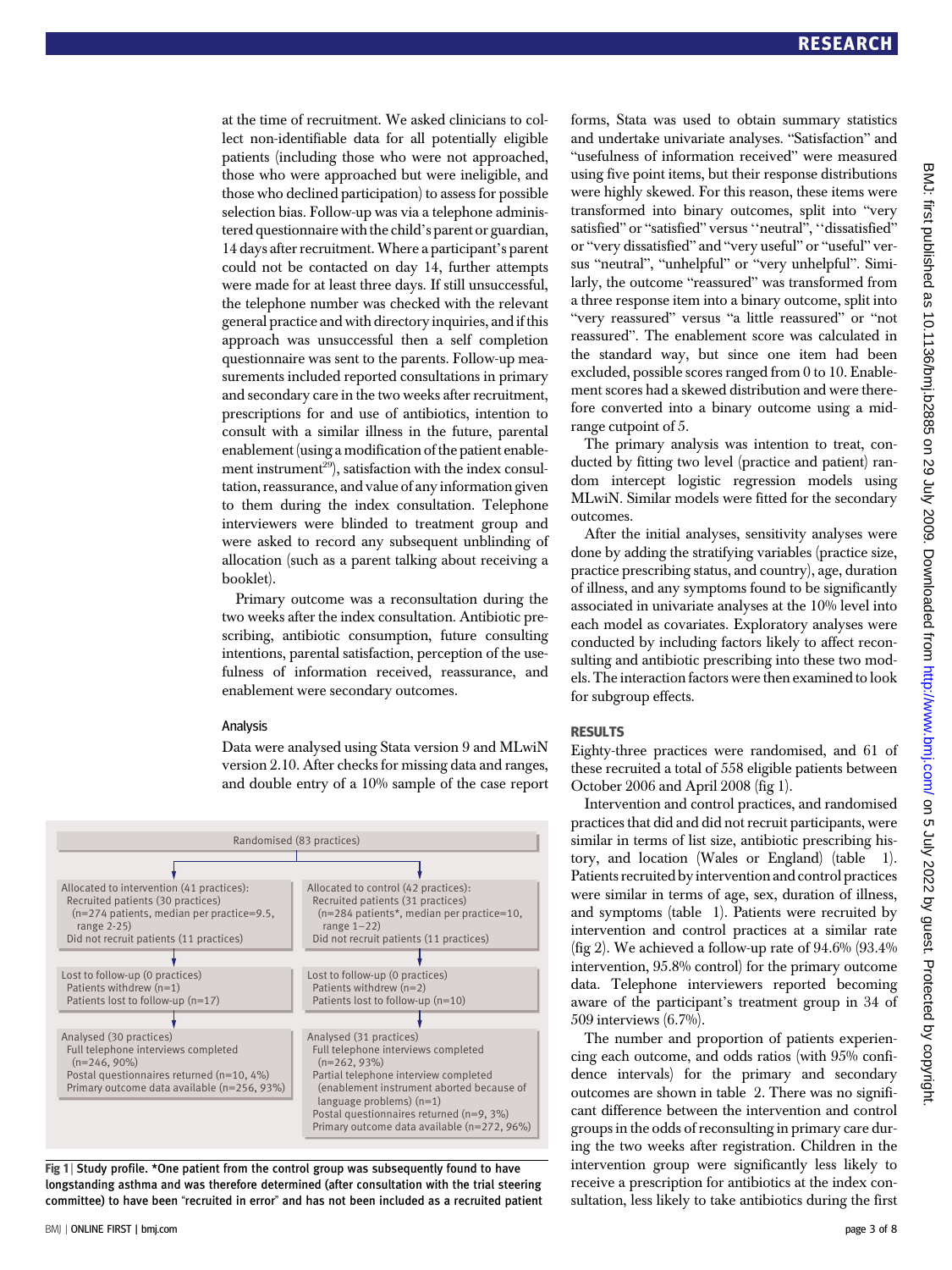at the time of recruitment. We asked clinicians to collect non-identifiable data for all potentially eligible patients (including those who were not approached, those who were approached but were ineligible, and those who declined participation) to assess for possible selection bias. Follow-up was via a telephone administered questionnaire with the child's parent or guardian, 14 days after recruitment. Where a participant's parent could not be contacted on day 14, further attempts were made for at least three days. If still unsuccessful, the telephone number was checked with the relevant general practice and with directory inquiries, and if this approach was unsuccessful then a self completion questionnaire was sent to the parents. Follow-up measurements included reported consultations in primary and secondary care in the two weeks after recruitment, prescriptions for and use of antibiotics, intention to consult with a similar illness in the future, parental enablement (using a modification of the patient enablement instrument[29]), satisfaction with the index consultation, reassurance, and value of any information given to them during the index consultation. Telephone interviewers were blinded to treatment group and were asked to record any subsequent unblinding of allocation (such as a parent talking about receiving a booklet).

Primary outcome was a reconsultation during the two weeks after the index consultation. Antibiotic prescribing, antibiotic consumption, future consulting intentions, parental satisfaction, perception of the usefulness of information received, reassurance, and enablement were secondary outcomes.

### Analysis

Data were analysed using Stata version 9 and MLwiN version 2.10. After checks for missing data and ranges, and double entry of a 10% sample of the case report forms, Stata was used to obtain summary statistics and undertake univariate analyses. "Satisfaction" and "usefulness of information received" were measured using five point items, but their response distributions were highly skewed. For this reason, these items were transformed into binary outcomes, split into "very satisfied" or "satisfied" versus "neutral", "dissatisfied" or "very dissatisfied" and "very useful" or "useful" versus "neutral", "unhelpful" or "very unhelpful". Similarly, the outcome "reassured" was transformed from a three response item into a binary outcome, split into "very reassured" versus "a little reassured" or "not reassured". The enablement score was calculated in the standard way, but since one item had been excluded, possible scores ranged from 0 to 10. Enablement scores had a skewed distribution and were therefore converted into a binary outcome using a mid-range cutpoint of 5.

The primary analysis was intention to treat, conducted by fitting two level (practice and patient) random intercept logistic regression models using MLwiN. Similar models were fitted for the secondary outcomes.

After the initial analyses, sensitivity analyses were done by adding the stratifying variables (practice size, practice prescribing status, and country), age, duration of illness, and any symptoms found to be significantly associated in univariate analyses at the 10% level into each model as covariates. Exploratory analyses were conducted by including factors likely to affect reconsulting and antibiotic prescribing into these two models. The interaction factors were then examined to look for subgroup effects.

## RESULTS

Eighty-three practices were randomised, and 61 of these recruited a total of 558 eligible patients between October 2006 and April 2008 (fig 1).

Intervention and control practices, and randomised practices that did and did not recruit participants, were similar in terms of list size, antibiotic prescribing history, and location (Wales or England) (table 1). Patients recruited by intervention and control practices were similar in terms of age, sex, duration of illness, and symptoms (table 1). Patients were recruited by intervention and control practices at a similar rate (fig 2). We achieved a follow-up rate of 94.6% (93.4% intervention, 95.8% control) for the primary outcome data. Telephone interviewers reported becoming aware of the participant's treatment group in 34 of 509 interviews (6.7%).

The number and proportion of patients experiencing each outcome, and odds ratios (with 95% confidence intervals) for the primary and secondary outcomes are shown in table 2. There was no significant difference between the intervention and control groups in the odds of reconsulting in primary care during the two weeks after registration. Children in the intervention group were significantly less likely to receive a prescription for antibiotics at the index consultation, less likely to take antibiotics during the first

Randomised (83 practices)

| Intervention | Control |
|---|---|
| Allocated to intervention (41 practices): Recruited patients (30 practices) (n=274 patients, median per practice=9.5, range 2-25) Did not recruit patients (11 practices) | Allocated to control (42 practices): Recruited patients (31 practices) (n=284 patients*, median per practice=10, range 1–22) Did not recruit patients (11 practices) |
| Lost to follow-up (0 practices) Patients withdrew (n=1) Patients lost to follow-up (n=17) | Lost to follow-up (0 practices) Patients withdrew (n=2) Patients lost to follow-up (n=10) |
| Analysed (30 practices) Full telephone interviews completed (n=246, 90%) Postal questionnaires returned (n=10, 4%) Primary outcome data available (n=256, 93%) | Analysed (31 practices) Full telephone interviews completed (n=262, 93%) Partial telephone interview completed (enablement instrument aborted because of language problems) (n=1) Postal questionnaires returned (n=9, 3%) Primary outcome data available (n=272, 96%) |

**Fig 1** | Study profile. *One patient from the control group was subsequently found to have longstanding asthma and was therefore determined (after consultation with the trial steering committee) to have been "recruited in error" and has not been included as a recruited patient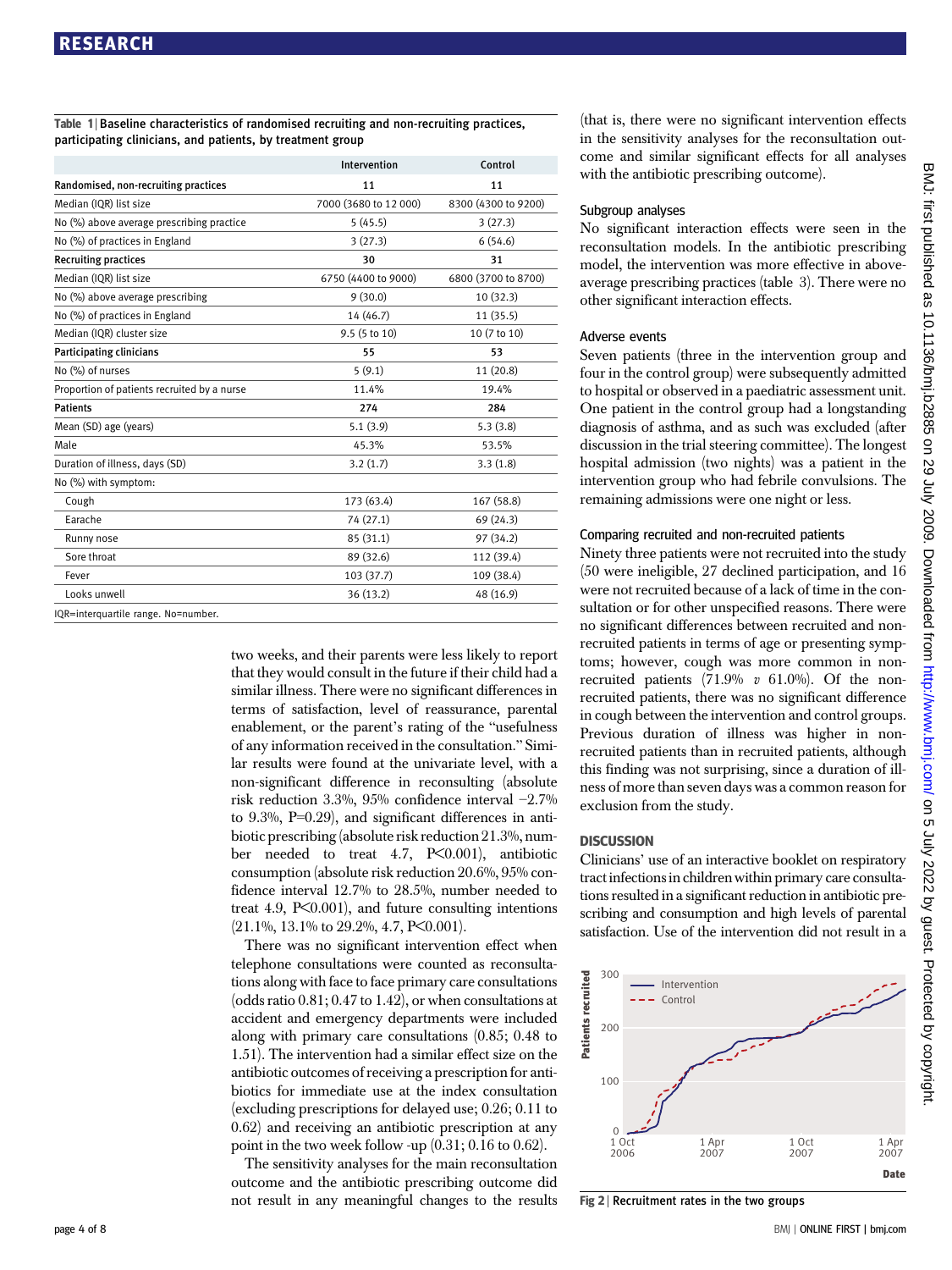**Table 1** | Baseline characteristics of randomised recruiting and non-recruiting practices, participating clinicians, and patients, by treatment group

| | Intervention | Control |
|---|---|---|
| **Randomised, non-recruiting practices** | **11** | **11** |
| Median (IQR) list size | 7000 (3680 to 12 000) | 8300 (4300 to 9200) |
| No (%) above average prescribing practice | 5 (45.5) | 3 (27.3) |
| No (%) of practices in England | 3 (27.3) | 6 (54.6) |
| **Recruiting practices** | **30** | **31** |
| Median (IQR) list size | 6750 (4400 to 9000) | 6800 (3700 to 8700) |
| No (%) above average prescribing | 9 (30.0) | 10 (32.3) |
| No (%) of practices in England | 14 (46.7) | 11 (35.5) |
| Median (IQR) cluster size | 9.5 (5 to 10) | 10 (7 to 10) |
| **Participating clinicians** | **55** | **53** |
| No (%) of nurses | 5 (9.1) | 11 (20.8) |
| Proportion of patients recruited by a nurse | 11.4% | 19.4% |
| **Patients** | **274** | **284** |
| Mean (SD) age (years) | 5.1 (3.9) | 5.3 (3.8) |
| Male | 45.3% | 53.5% |
| Duration of illness, days (SD) | 3.2 (1.7) | 3.3 (1.8) |
| No (%) with symptom: | | |
| Cough | 173 (63.4) | 167 (58.8) |
| Earache | 74 (27.1) | 69 (24.3) |
| Runny nose | 85 (31.1) | 97 (34.2) |
| Sore throat | 89 (32.6) | 112 (39.4) |
| Fever | 103 (37.7) | 109 (38.4) |
| Looks unwell | 36 (13.2) | 48 (16.9) |

IQR=interquartile range. No=number.

two weeks, and their parents were less likely to report that they would consult in the future if their child had a similar illness. There were no significant differences in terms of satisfaction, level of reassurance, parental enablement, or the parent's rating of the "usefulness of any information received in the consultation." Similar results were found at the univariate level, with a non-significant difference in reconsulting (absolute risk reduction 3.3%, 95% confidence interval −2.7% to 9.3%, P=0.29), and significant differences in antibiotic prescribing (absolute risk reduction 21.3%, number needed to treat 4.7, P<0.001), antibiotic consumption (absolute risk reduction 20.6%, 95% confidence interval 12.7% to 28.5%, number needed to treat 4.9, P<0.001), and future consulting intentions (21.1%, 13.1% to 29.2%, 4.7, P<0.001).

There was no significant intervention effect when telephone consultations were counted as reconsultations along with face to face primary care consultations (odds ratio 0.81; 0.47 to 1.42), or when consultations at accident and emergency departments were included along with primary care consultations (0.85; 0.48 to 1.51). The intervention had a similar effect size on the antibiotic outcomes of receiving a prescription for antibiotics for immediate use at the index consultation (excluding prescriptions for delayed use; 0.26; 0.11 to 0.62) and receiving an antibiotic prescription at any point in the two week follow -up (0.31; 0.16 to 0.62).

The sensitivity analyses for the main reconsultation outcome and the antibiotic prescribing outcome did not result in any meaningful changes to the results (that is, there were no significant intervention effects in the sensitivity analyses for the reconsultation outcome and similar significant effects for all analyses with the antibiotic prescribing outcome).

### Subgroup analyses

No significant interaction effects were seen in the reconsultation models. In the antibiotic prescribing model, the intervention was more effective in above-average prescribing practices (table 3). There were no other significant interaction effects.

### Adverse events

Seven patients (three in the intervention group and four in the control group) were subsequently admitted to hospital or observed in a paediatric assessment unit. One patient in the control group had a longstanding diagnosis of asthma, and as such was excluded (after discussion in the trial steering committee). The longest hospital admission (two nights) was a patient in the intervention group who had febrile convulsions. The remaining admissions were one night or less.

### Comparing recruited and non-recruited patients

Ninety three patients were not recruited into the study (50 were ineligible, 27 declined participation, and 16 were not recruited because of a lack of time in the consultation or for other unspecified reasons. There were no significant differences between recruited and non-recruited patients in terms of age or presenting symptoms; however, cough was more common in non-recruited patients (71.9% *v* 61.0%). Of the non-recruited patients, there was no significant difference in cough between the intervention and control groups. Previous duration of illness was higher in non-recruited patients than in recruited patients, although this finding was not surprising, since a duration of illness of more than seven days was a common reason for exclusion from the study.

## DISCUSSION

Clinicians' use of an interactive booklet on respiratory tract infections in children within primary care consultations resulted in a significant reduction in antibiotic prescribing and consumption and high levels of parental satisfaction. Use of the intervention did not result in a

Fig 2 | Recruitment rates in the two groups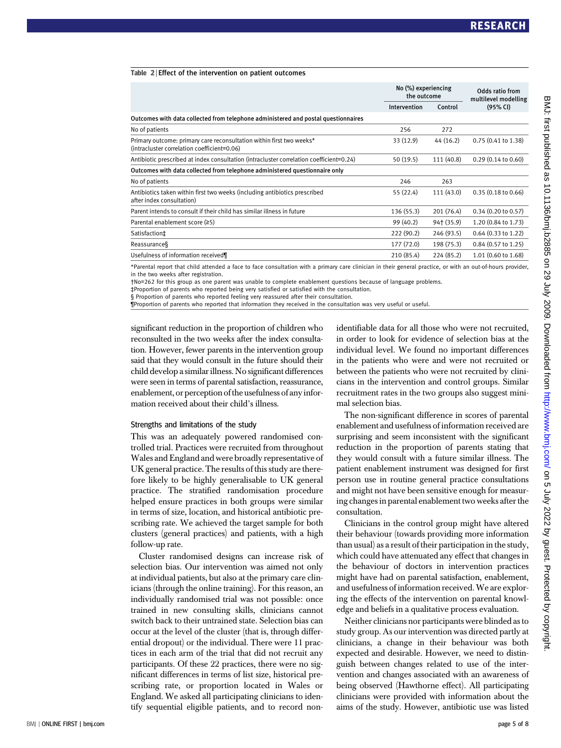Table 2 | Effect of the intervention on patient outcomes

| | No (%) experiencing the outcome | | Odds ratio from multilevel modelling (95% CI) |
|---|---|---|---|
| | Intervention | Control | |
| **Outcomes with data collected from telephone administered and postal questionnaires** | | | |
| No of patients | 256 | 272 | |
| Primary outcome: primary care reconsultation within first two weeks* (intracluster correlation coefficient=0.06) | 33 (12.9) | 44 (16.2) | 0.75 (0.41 to 1.38) |
| Antibiotic prescribed at index consultation (intracluster correlation coefficient=0.24) | 50 (19.5) | 111 (40.8) | 0.29 (0.14 to 0.60) |
| **Outcomes with data collected from telephone administered questionnaire only** | | | |
| No of patients | 246 | 263 | |
| Antibiotics taken within first two weeks (including antibiotics prescribed after index consultation) | 55 (22.4) | 111 (43.0) | 0.35 (0.18 to 0.66) |
| Parent intends to consult if their child has similar illness in future | 136 (55.3) | 201 (76.4) | 0.34 (0.20 to 0.57) |
| Parental enablement score (≥5) | 99 (40.2) | 94† (35.9) | 1.20 (0.84 to 1.73) |
| Satisfaction‡ | 222 (90.2) | 246 (93.5) | 0.64 (0.33 to 1.22) |
| Reassurance§ | 177 (72.0) | 198 (75.3) | 0.84 (0.57 to 1.25) |
| Usefulness of information received¶ | 210 (85.4) | 224 (85.2) | 1.01 (0.60 to 1.68) |

*Parental report that child attended a face to face consultation with a primary care clinician in their general practice, or with an out-of-hours provider, in the two weeks after registration.

†No=262 for this group as one parent was unable to complete enablement questions because of language problems.

‡Proportion of parents who reported being very satisfied or satisfied with the consultation.

§ Proportion of parents who reported feeling very reassured after their consultation.

¶Proportion of parents who reported that information they received in the consultation was very useful or useful.

significant reduction in the proportion of children who reconsulted in the two weeks after the index consultation. However, fewer parents in the intervention group said that they would consult in the future should their child develop a similar illness. No significant differences were seen in terms of parental satisfaction, reassurance, enablement, or perception of the usefulness of any information received about their child's illness.

### Strengths and limitations of the study

This was an adequately powered randomised controlled trial. Practices were recruited from throughout Wales and England and were broadly representative of UK general practice. The results of this study are therefore likely to be highly generalisable to UK general practice. The stratified randomisation procedure helped ensure practices in both groups were similar in terms of size, location, and historical antibiotic prescribing rate. We achieved the target sample for both clusters (general practices) and patients, with a high follow-up rate.

Cluster randomised designs can increase risk of selection bias. Our intervention was aimed not only at individual patients, but also at the primary care clinicians (through the online training). For this reason, an individually randomised trial was not possible: once trained in new consulting skills, clinicians cannot switch back to their untrained state. Selection bias can occur at the level of the cluster (that is, through differential dropout) or the individual. There were 11 practices in each arm of the trial that did not recruit any participants. Of these 22 practices, there were no significant differences in terms of list size, historical prescribing rate, or proportion located in Wales or England. We asked all participating clinicians to identify sequential eligible patients, and to record non-identifiable data for all those who were not recruited, in order to look for evidence of selection bias at the individual level. We found no important differences in the patients who were and were not recruited or between the patients who were not recruited by clinicians in the intervention and control groups. Similar recruitment rates in the two groups also suggest minimal selection bias.

The non-significant difference in scores of parental enablement and usefulness of information received are surprising and seem inconsistent with the significant reduction in the proportion of parents stating that they would consult with a future similar illness. The patient enablement instrument was designed for first person use in routine general practice consultations and might not have been sensitive enough for measuring changes in parental enablement two weeks after the consultation.

Clinicians in the control group might have altered their behaviour (towards providing more information than usual) as a result of their participation in the study, which could have attenuated any effect that changes in the behaviour of doctors in intervention practices might have had on parental satisfaction, enablement, and usefulness of information received. We are exploring the effects of the intervention on parental knowledge and beliefs in a qualitative process evaluation.

Neither clinicians nor participants were blinded as to study group. As our intervention was directed partly at clinicians, a change in their behaviour was both expected and desirable. However, we need to distinguish between changes related to use of the intervention and changes associated with an awareness of being observed (Hawthorne effect). All participating clinicians were provided with information about the aims of the study. However, antibiotic use was listed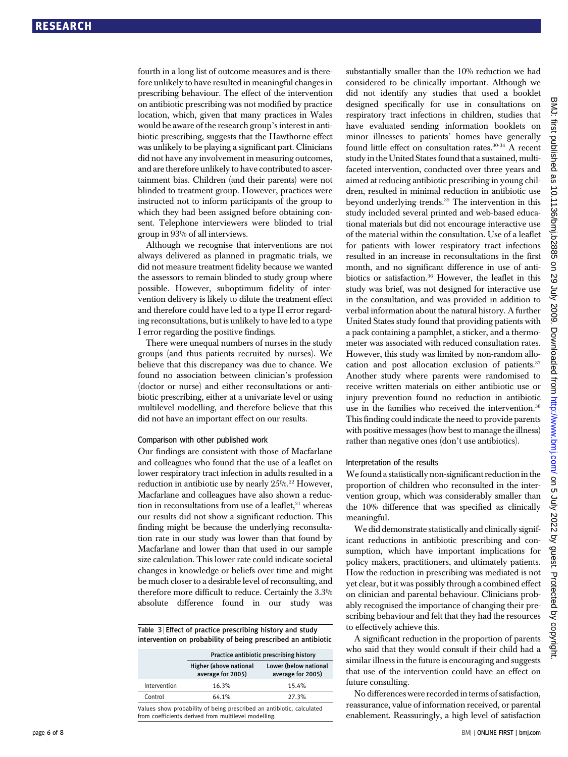fourth in a long list of outcome measures and is therefore unlikely to have resulted in meaningful changes in prescribing behaviour. The effect of the intervention on antibiotic prescribing was not modified by practice location, which, given that many practices in Wales would be aware of the research group's interest in antibiotic prescribing, suggests that the Hawthorne effect was unlikely to be playing a significant part. Clinicians did not have any involvement in measuring outcomes, and are therefore unlikely to have contributed to ascertainment bias. Children (and their parents) were not blinded to treatment group. However, practices were instructed not to inform participants of the group to which they had been assigned before obtaining consent. Telephone interviewers were blinded to trial group in 93% of all interviews.

Although we recognise that interventions are not always delivered as planned in pragmatic trials, we did not measure treatment fidelity because we wanted the assessors to remain blinded to study group where possible. However, suboptimum fidelity of intervention delivery is likely to dilute the treatment effect and therefore could have led to a type II error regarding reconsultations, but is unlikely to have led to a type I error regarding the positive findings.

There were unequal numbers of nurses in the study groups (and thus patients recruited by nurses). We believe that this discrepancy was due to chance. We found no association between clinician's profession (doctor or nurse) and either reconsultations or antibiotic prescribing, either at a univariate level or using multilevel modelling, and therefore believe that this did not have an important effect on our results.

### Comparison with other published work

Our findings are consistent with those of Macfarlane and colleagues who found that the use of a leaflet on lower respiratory tract infection in adults resulted in a reduction in antibiotic use by nearly 25%.[22] However, Macfarlane and colleagues have also shown a reduction in reconsultations from use of a leaflet,[21] whereas our results did not show a significant reduction. This finding might be because the underlying reconsultation rate in our study was lower than that found by Macfarlane and lower than that used in our sample size calculation. This lower rate could indicate societal changes in knowledge or beliefs over time and might be much closer to a desirable level of reconsulting, and therefore more difficult to reduce. Certainly the 3.3% absolute difference found in our study was substantially smaller than the 10% reduction we had considered to be clinically important. Although we did not identify any studies that used a booklet designed specifically for use in consultations on respiratory tract infections in children, studies that have evaluated sending information booklets on minor illnesses to patients' homes have generally found little effect on consultation rates.[30-34] A recent study in the United States found that a sustained, multifaceted intervention, conducted over three years and aimed at reducing antibiotic prescribing in young children, resulted in minimal reduction in antibiotic use beyond underlying trends.[35] The intervention in this study included several printed and web-based educational materials but did not encourage interactive use of the material within the consultation. Use of a leaflet for patients with lower respiratory tract infections resulted in an increase in reconsultations in the first month, and no significant difference in use of antibiotics or satisfaction.[36] However, the leaflet in this study was brief, was not designed for interactive use in the consultation, and was provided in addition to verbal information about the natural history. A further United States study found that providing patients with a pack containing a pamphlet, a sticker, and a thermometer was associated with reduced consultation rates. However, this study was limited by non-random allocation and post allocation exclusion of patients.[37] Another study where parents were randomised to receive written materials on either antibiotic use or injury prevention found no reduction in antibiotic use in the families who received the intervention.[38] This finding could indicate the need to provide parents with positive messages (how best to manage the illness) rather than negative ones (don't use antibiotics).

**Table 3 | Effect of practice prescribing history and study intervention on probability of being prescribed an antibiotic**

| | Practice antibiotic prescribing history | |
|---|---|---|
| | Higher (above national average for 2005) | Lower (below national average for 2005) |
| Intervention | 16.3% | 15.4% |
| Control | 64.1% | 27.3% |

Values show probability of being prescribed an antibiotic, calculated from coefficients derived from multilevel modelling.

### Interpretation of the results

We found a statistically non-significant reduction in the proportion of children who reconsulted in the intervention group, which was considerably smaller than the 10% difference that was specified as clinically meaningful.

We did demonstrate statistically and clinically significant reductions in antibiotic prescribing and consumption, which have important implications for policy makers, practitioners, and ultimately patients. How the reduction in prescribing was mediated is not yet clear, but it was possibly through a combined effect on clinician and parental behaviour. Clinicians probably recognised the importance of changing their prescribing behaviour and felt that they had the resources to effectively achieve this.

A significant reduction in the proportion of parents who said that they would consult if their child had a similar illness in the future is encouraging and suggests that use of the intervention could have an effect on future consulting.

No differences were recorded in terms of satisfaction, reassurance, value of information received, or parental enablement. Reassuringly, a high level of satisfaction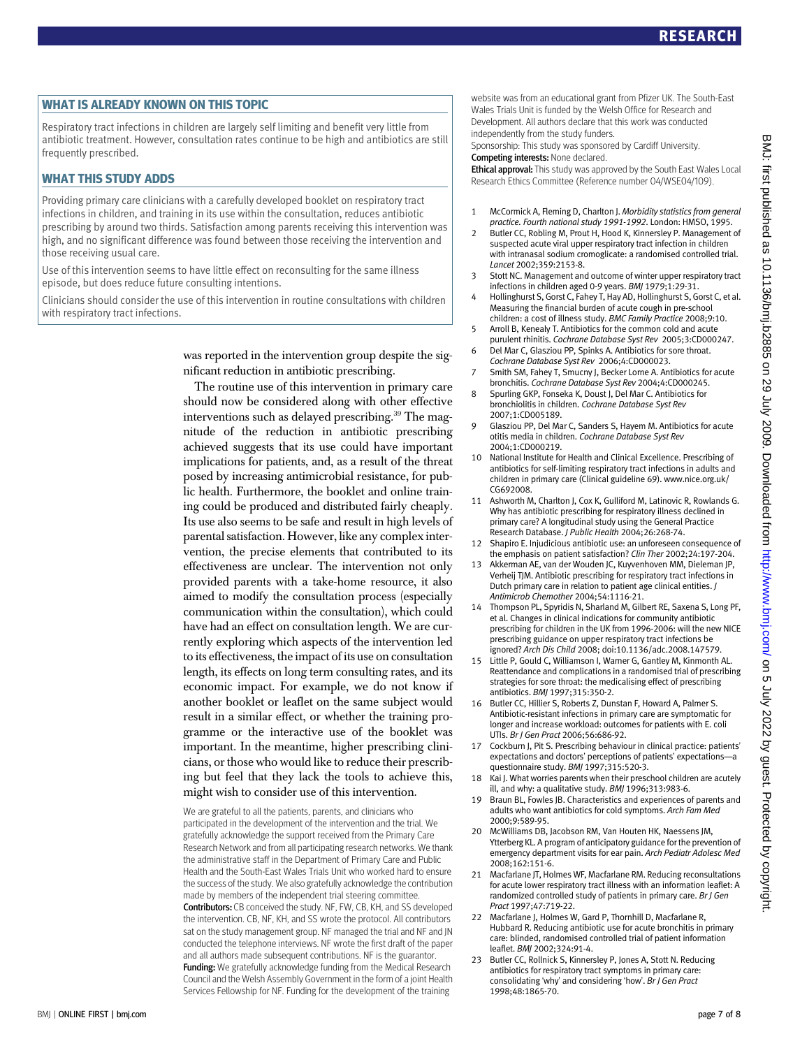## WHAT IS ALREADY KNOWN ON THIS TOPIC

Respiratory tract infections in children are largely self limiting and benefit very little from antibiotic treatment. However, consultation rates continue to be high and antibiotics are still frequently prescribed.

## WHAT THIS STUDY ADDS

Providing primary care clinicians with a carefully developed booklet on respiratory tract infections in children, and training in its use within the consultation, reduces antibiotic prescribing by around two thirds. Satisfaction among parents receiving this intervention was high, and no significant difference was found between those receiving the intervention and those receiving usual care.

Use of this intervention seems to have little effect on reconsulting for the same illness episode, but does reduce future consulting intentions.

Clinicians should consider the use of this intervention in routine consultations with children with respiratory tract infections.

was reported in the intervention group despite the significant reduction in antibiotic prescribing.

The routine use of this intervention in primary care should now be considered along with other effective interventions such as delayed prescribing.[39] The magnitude of the reduction in antibiotic prescribing achieved suggests that its use could have important implications for patients, and, as a result of the threat posed by increasing antimicrobial resistance, for public health. Furthermore, the booklet and online training could be produced and distributed fairly cheaply. Its use also seems to be safe and result in high levels of parental satisfaction. However, like any complex intervention, the precise elements that contributed to its effectiveness are unclear. The intervention not only provided parents with a take-home resource, it also aimed to modify the consultation process (especially communication within the consultation), which could have had an effect on consultation length. We are currently exploring which aspects of the intervention led to its effectiveness, the impact of its use on consultation length, its effects on long term consulting rates, and its economic impact. For example, we do not know if another booklet or leaflet on the same subject would result in a similar effect, or whether the training programme or the interactive use of the booklet was important. In the meantime, higher prescribing clinicians, or those who would like to reduce their prescribing but feel that they lack the tools to achieve this, might wish to consider use of this intervention.

We are grateful to all the patients, parents, and clinicians who participated in the development of the intervention and the trial. We gratefully acknowledge the support received from the Primary Care Research Network and from all participating research networks. We thank the administrative staff in the Department of Primary Care and Public Health and the South-East Wales Trials Unit who worked hard to ensure the success of the study. We also gratefully acknowledge the contribution made by members of the independent trial steering committee.

**Contributors:** CB conceived the study. NF, FW, CB, KH, and SS developed the intervention. CB, NF, KH, and SS wrote the protocol. All contributors sat on the study management group. NF managed the trial and NF and JN conducted the telephone interviews. NF wrote the first draft of the paper and all authors made subsequent contributions. NF is the guarantor.

**Funding:** We gratefully acknowledge funding from the Medical Research Council and the Welsh Assembly Government in the form of a joint Health Services Fellowship for NF. Funding for the development of the training website was from an educational grant from Pfizer UK. The South-East Wales Trials Unit is funded by the Welsh Office for Research and Development. All authors declare that this work was conducted independently from the study funders.

Sponsorship: This study was sponsored by Cardiff University.

**Competing interests:** None declared.

**Ethical approval:** This study was approved by the South East Wales Local Research Ethics Committee (Reference number 04/WSE04/109).

1. McCormick A, Fleming D, Charlton J. *Morbidity statistics from general practice. Fourth national study 1991-1992*. London: HMSO, 1995.
2. Butler CC, Robling M, Prout H, Hood K, Kinnersley P. Management of suspected acute viral upper respiratory tract infection in children with intranasal sodium cromoglicate: a randomised controlled trial. *Lancet* 2002;359:2153-8.
3. Stott NC. Management and outcome of winter upper respiratory tract infections in children aged 0-9 years. *BMJ* 1979;1:29-31.
4. Hollinghurst S, Gorst C, Fahey T, Hay AD, Hollinghurst S, Gorst C, et al. Measuring the financial burden of acute cough in pre-school children: a cost of illness study. *BMC Family Practice* 2008;9:10.
5. Arroll B, Kenealy T. Antibiotics for the common cold and acute purulent rhinitis. *Cochrane Database Syst Rev* 2005;3:CD000247.
6. Del Mar C, Glasziou PP, Spinks A. Antibiotics for sore throat. *Cochrane Database Syst Rev* 2006;4:CD000023.
7. Smith SM, Fahey T, Smucny J, Becker Lorne A. Antibiotics for acute bronchitis. *Cochrane Database Syst Rev* 2004;4:CD000245.
8. Spurling GKP, Fonseka K, Doust J, Del Mar C. Antibiotics for bronchiolitis in children. *Cochrane Database Syst Rev* 2007;1:CD005189.
9. Glasziou PP, Del Mar C, Sanders S, Hayem M. Antibiotics for acute otitis media in children. *Cochrane Database Syst Rev* 2004;1:CD000219.
10. National Institute for Health and Clinical Excellence. Prescribing of antibiotics for self-limiting respiratory tract infections in adults and children in primary care (Clinical guideline 69). www.nice.org.uk/CG692008.
11. Ashworth M, Charlton J, Cox K, Gulliford M, Latinovic R, Rowlands G. Why has antibiotic prescribing for respiratory illness declined in primary care? A longitudinal study using the General Practice Research Database. *J Public Health* 2004;26:268-74.
12. Shapiro E. Injudicious antibiotic use: an unforeseen consequence of the emphasis on patient satisfaction? *Clin Ther* 2002;24:197-204.
13. Akkerman AE, van der Wouden JC, Kuyvenhoven MM, Dieleman JP, Verheij TJM. Antibiotic prescribing for respiratory tract infections in Dutch primary care in relation to patient age clinical entities. *J Antimicrob Chemother* 2004;54:1116-21.
14. Thompson PL, Spyridis N, Sharland M, Gilbert RE, Saxena S, Long PF, et al. Changes in clinical indications for community antibiotic prescribing for children in the UK from 1996-2006: will the new NICE prescribing guidance on upper respiratory tract infections be ignored? *Arch Dis Child* 2008; doi:10.1136/adc.2008.147579.
15. Little P, Gould C, Williamson I, Warner G, Gantley M, Kinmonth AL. Reattendance and complications in a randomised trial of prescribing strategies for sore throat: the medicalising effect of prescribing antibiotics. *BMJ* 1997;315:350-2.
16. Butler CC, Hillier S, Roberts Z, Dunstan F, Howard A, Palmer S. Antibiotic-resistant infections in primary care are symptomatic for longer and increase workload: outcomes for patients with E. coli UTIs. *Br J Gen Pract* 2006;56:686-92.
17. Cockburn J, Pit S. Prescribing behaviour in clinical practice: patients' expectations and doctors' perceptions of patients' expectations—a questionnaire study. *BMJ* 1997;315:520-3.
18. Kai J. What worries parents when their preschool children are acutely ill, and why: a qualitative study. *BMJ* 1996;313:983-6.
19. Braun BL, Fowles JB. Characteristics and experiences of parents and adults who want antibiotics for cold symptoms. *Arch Fam Med* 2000;9:589-95.
20. McWilliams DB, Jacobson RM, Van Houten HK, Naessens JM, Ytterberg KL. A program of anticipatory guidance for the prevention of emergency department visits for ear pain. *Arch Pediatr Adolesc Med* 2008;162:151-6.
21. Macfarlane JT, Holmes WF, Macfarlane RM. Reducing reconsultations for acute lower respiratory tract illness with an information leaflet: A randomized controlled study of patients in primary care. *Br J Gen Pract* 1997;47:719-22.
22. Macfarlane J, Holmes W, Gard P, Thornhill D, Macfarlane R, Hubbard R. Reducing antibiotic use for acute bronchitis in primary care: blinded, randomised controlled trial of patient information leaflet. *BMJ* 2002;324:91-4.
23. Butler CC, Rollnick S, Kinnersley P, Jones A, Stott N. Reducing antibiotics for respiratory tract symptoms in primary care: consolidating 'why' and considering 'how'. *Br J Gen Pract* 1998;48:1865-70.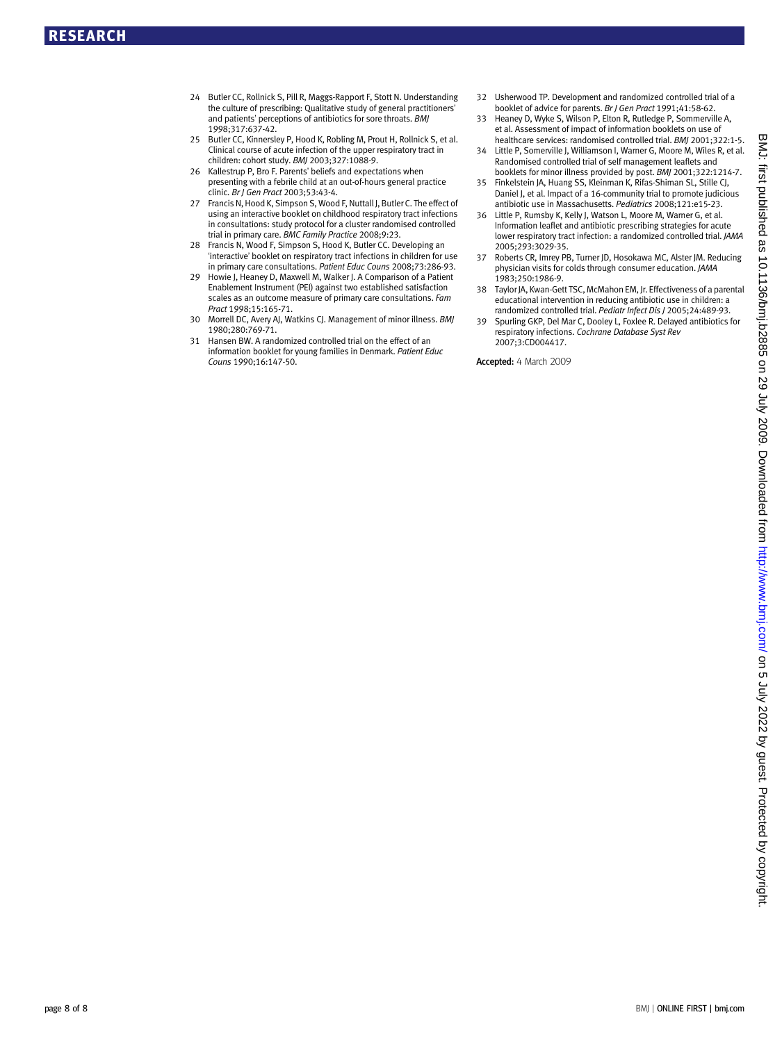24 Butler CC, Rollnick S, Pill R, Maggs-Rapport F, Stott N. Understanding the culture of prescribing: Qualitative study of general practitioners' and patients' perceptions of antibiotics for sore throats. *BMJ* 1998;317:637-42.

25 Butler CC, Kinnersley P, Hood K, Robling M, Prout H, Rollnick S, et al. Clinical course of acute infection of the upper respiratory tract in children: cohort study. *BMJ* 2003;327:1088-9.

26 Kallestrup P, Bro F. Parents' beliefs and expectations when presenting with a febrile child at an out-of-hours general practice clinic. *Br J Gen Pract* 2003;53:43-4.

27 Francis N, Hood K, Simpson S, Wood F, Nuttall J, Butler C. The effect of using an interactive booklet on childhood respiratory tract infections in consultations: study protocol for a cluster randomised controlled trial in primary care. *BMC Family Practice* 2008;9:23.

28 Francis N, Wood F, Simpson S, Hood K, Butler CC. Developing an 'interactive' booklet on respiratory tract infections in children for use in primary care consultations. *Patient Educ Couns* 2008;73:286-93.

29 Howie J, Heaney D, Maxwell M, Walker J. A Comparison of a Patient Enablement Instrument (PEI) against two established satisfaction scales as an outcome measure of primary care consultations. *Fam Pract* 1998;15:165-71.

30 Morrell DC, Avery AJ, Watkins CJ. Management of minor illness. *BMJ* 1980;280:769-71.

31 Hansen BW. A randomized controlled trial on the effect of an information booklet for young families in Denmark. *Patient Educ Couns* 1990;16:147-50.

32 Usherwood TP. Development and randomized controlled trial of a booklet of advice for parents. *Br J Gen Pract* 1991;41:58-62.

33 Heaney D, Wyke S, Wilson P, Elton R, Rutledge P, Sommerville A, et al. Assessment of impact of information booklets on use of healthcare services: randomised controlled trial. *BMJ* 2001;322:1-5.

34 Little P, Somerville J, Williamson I, Warner G, Moore M, Wiles R, et al. Randomised controlled trial of self management leaflets and booklets for minor illness provided by post. *BMJ* 2001;322:1214-7.

35 Finkelstein JA, Huang SS, Kleinman K, Rifas-Shiman SL, Stille CJ, Daniel J, et al. Impact of a 16-community trial to promote judicious antibiotic use in Massachusetts. *Pediatrics* 2008;121:e15-23.

36 Little P, Rumsby K, Kelly J, Watson L, Moore M, Warner G, et al. Information leaflet and antibiotic prescribing strategies for acute lower respiratory tract infection: a randomized controlled trial. *JAMA* 2005;293:3029-35.

37 Roberts CR, Imrey PB, Turner JD, Hosokawa MC, Alster JM. Reducing physician visits for colds through consumer education. *JAMA* 1983;250:1986-9.

38 Taylor JA, Kwan-Gett TSC, McMahon EM, Jr. Effectiveness of a parental educational intervention in reducing antibiotic use in children: a randomized controlled trial. *Pediatr Infect Dis J* 2005;24:489-93.

39 Spurling GKP, Del Mar C, Dooley L, Foxlee R. Delayed antibiotics for respiratory infections. *Cochrane Database Syst Rev* 2007;3:CD004417.

**Accepted:** 4 March 2009